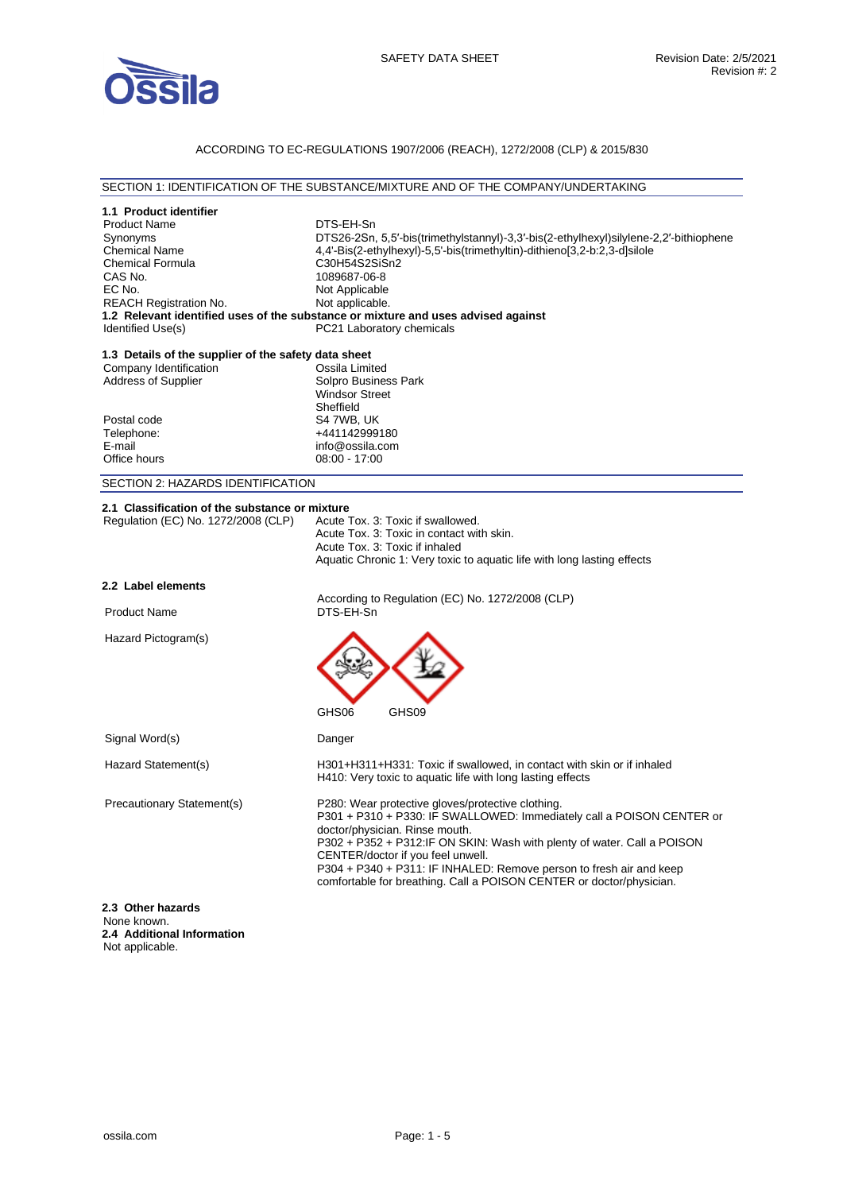SAFETY DATA SHEET

Revision Date: 2/5/2021
Revision #: 2

ACCORDING TO EC-REGULATIONS 1907/2006 (REACH), 1272/2008 (CLP) & 2015/830

## SECTION 1: IDENTIFICATION OF THE SUBSTANCE/MIXTURE AND OF THE COMPANY/UNDERTAKING

### 1.1 Product identifier

| | |
|---|---|
| Product Name | DTS-EH-Sn |
| Synonyms | DTS26-2Sn, 5,5′-bis(trimethylstannyl)-3,3′-bis(2-ethylhexyl)silylene-2,2′-bithiophene |
| Chemical Name | 4,4'-Bis(2-ethylhexyl)-5,5'-bis(trimethyltin)-dithieno[3,2-b:2,3-d]silole |
| Chemical Formula | $C_{30}H_{54}S_2SiSn_2$ |
| CAS No. | 1089687-06-8 |
| EC No. | Not Applicable |
| REACH Registration No. | Not applicable. |

### 1.2 Relevant identified uses of the substance or mixture and uses advised against

| | |
|---|---|
| Identified Use(s) | PC21 Laboratory chemicals |

### 1.3 Details of the supplier of the safety data sheet

| | |
|---|---|
| Company Identification | Ossila Limited |
| Address of Supplier | Solpro Business Park<br>Windsor Street<br>Sheffield |
| Postal code | S4 7WB, UK |
| Telephone: | +441142999180 |
| E-mail | info@ossila.com |
| Office hours | 08:00 - 17:00 |

## SECTION 2: HAZARDS IDENTIFICATION

### 2.1 Classification of the substance or mixture

| | |
|---|---|
| Regulation (EC) No. 1272/2008 (CLP) | Acute Tox. 3: Toxic if swallowed.<br>Acute Tox. 3: Toxic in contact with skin.<br>Acute Tox. 3: Toxic if inhaled<br>Aquatic Chronic 1: Very toxic to aquatic life with long lasting effects |

### 2.2 Label elements

According to Regulation (EC) No. 1272/2008 (CLP)

| | |
|---|---|
| Product Name | DTS-EH-Sn |
| Hazard Pictogram(s) | GHS06 GHS09 |
| Signal Word(s) | Danger |
| Hazard Statement(s) | H301+H311+H331: Toxic if swallowed, in contact with skin or if inhaled<br>H410: Very toxic to aquatic life with long lasting effects |
| Precautionary Statement(s) | P280: Wear protective gloves/protective clothing.<br>P301 + P310 + P330: IF SWALLOWED: Immediately call a POISON CENTER or doctor/physician. Rinse mouth.<br>P302 + P352 + P312:IF ON SKIN: Wash with plenty of water. Call a POISON CENTER/doctor if you feel unwell.<br>P304 + P340 + P311: IF INHALED: Remove person to fresh air and keep comfortable for breathing. Call a POISON CENTER or doctor/physician. |

### 2.3 Other hazards

None known.

### 2.4 Additional Information

Not applicable.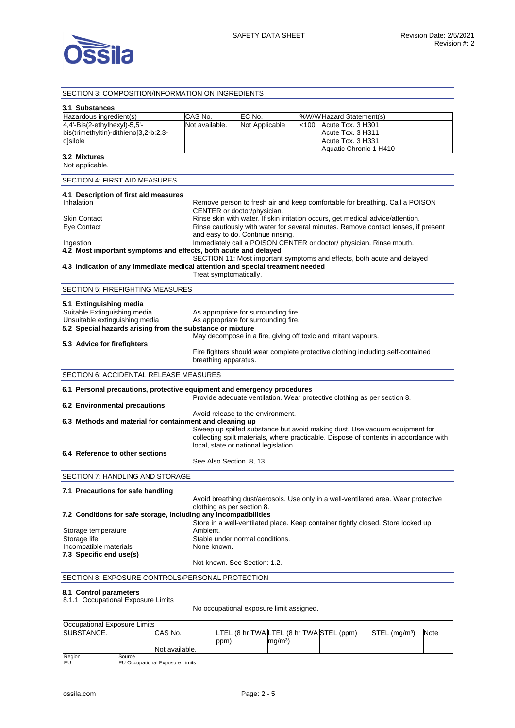## SECTION 3: COMPOSITION/INFORMATION ON INGREDIENTS

### 3.1 Substances

| Hazardous ingredient(s) | CAS No. | EC No. | %W/W | Hazard Statement(s) |
|---|---|---|---|---|
| 4,4'-Bis(2-ethylhexyl)-5,5'-bis(trimethyltin)-dithieno[3,2-b:2,3-d]silole | Not available. | Not Applicable | <100 | Acute Tox. 3 H301<br>Acute Tox. 3 H311<br>Acute Tox. 3 H331<br>Aquatic Chronic 1 H410 |

### 3.2 Mixtures

Not applicable.

## SECTION 4: FIRST AID MEASURES

### 4.1 Description of first aid measures

**Inhalation**: Remove person to fresh air and keep comfortable for breathing. Call a POISON CENTER or doctor/physician.

**Skin Contact**: Rinse skin with water. If skin irritation occurs, get medical advice/attention.

**Eye Contact**: Rinse cautiously with water for several minutes. Remove contact lenses, if present and easy to do. Continue rinsing.

**Ingestion**: Immediately call a POISON CENTER or doctor/ physician. Rinse mouth.

### 4.2 Most important symptoms and effects, both acute and delayed

SECTION 11: Most important symptoms and effects, both acute and delayed

### 4.3 Indication of any immediate medical attention and special treatment needed

Treat symptomatically.

## SECTION 5: FIREFIGHTING MEASURES

### 5.1 Extinguishing media

Suitable Extinguishing media: As appropriate for surrounding fire.

Unsuitable extinguishing media: As appropriate for surrounding fire.

### 5.2 Special hazards arising from the substance or mixture

May decompose in a fire, giving off toxic and irritant vapours.

### 5.3 Advice for firefighters

Fire fighters should wear complete protective clothing including self-contained breathing apparatus.

## SECTION 6: ACCIDENTAL RELEASE MEASURES

### 6.1 Personal precautions, protective equipment and emergency procedures

Provide adequate ventilation. Wear protective clothing as per section 8.

### 6.2 Environmental precautions

Avoid release to the environment.

### 6.3 Methods and material for containment and cleaning up

Sweep up spilled substance but avoid making dust. Use vacuum equipment for collecting spilt materials, where practicable. Dispose of contents in accordance with local, state or national legislation.

### 6.4 Reference to other sections

See Also Section 8, 13.

## SECTION 7: HANDLING AND STORAGE

### 7.1 Precautions for safe handling

Avoid breathing dust/aerosols. Use only in a well-ventilated area. Wear protective clothing as per section 8.

### 7.2 Conditions for safe storage, including any incompatibilities

Store in a well-ventilated place. Keep container tightly closed. Store locked up.

Storage temperature: Ambient.

Storage life: Stable under normal conditions.

Incompatible materials: None known.

### 7.3 Specific end use(s)

Not known. See Section: 1.2.

## SECTION 8: EXPOSURE CONTROLS/PERSONAL PROTECTION

### 8.1 Control parameters

8.1.1 Occupational Exposure Limits

No occupational exposure limit assigned.

| Occupational Exposure Limits | | | | | | |
|---|---|---|---|---|---|---|
| SUBSTANCE. | CAS No. | LTEL (8 hr TWA ppm) | LTEL (8 hr TWA mg/m³) | STEL (ppm) | STEL (mg/m³) | Note |
| | Not available. | | | | | |

| Region | Source |
|---|---|
| EU | EU Occupational Exposure Limits |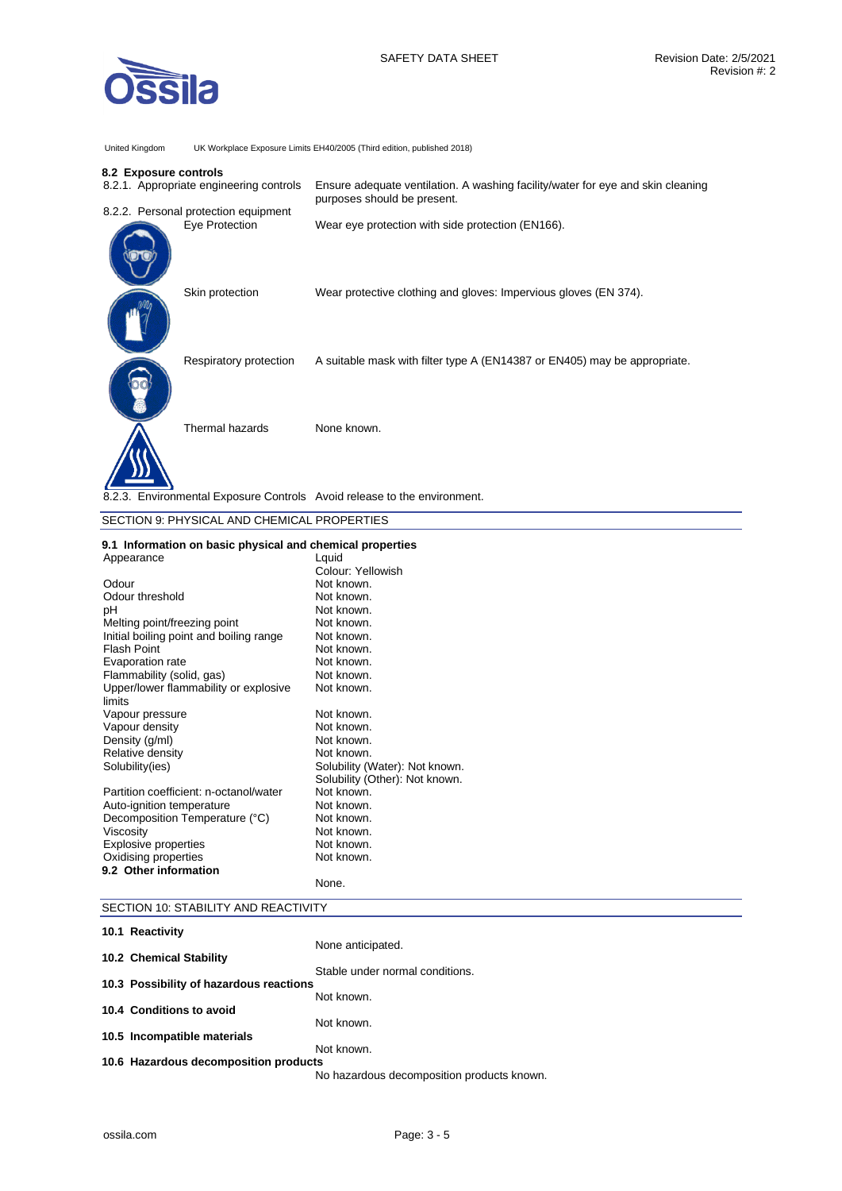United Kingdom UK Workplace Exposure Limits EH40/2005 (Third edition, published 2018)

**8.2 Exposure controls**

| | |
|---|---|
| 8.2.1. Appropriate engineering controls | Ensure adequate ventilation. A washing facility/water for eye and skin cleaning purposes should be present. |
| 8.2.2. Personal protection equipment | |
| Eye Protection | Wear eye protection with side protection (EN166). |
| Skin protection | Wear protective clothing and gloves: Impervious gloves (EN 374). |
| Respiratory protection | A suitable mask with filter type A (EN14387 or EN405) may be appropriate. |
| Thermal hazards | None known. |
| 8.2.3. Environmental Exposure Controls | Avoid release to the environment. |

## SECTION 9: PHYSICAL AND CHEMICAL PROPERTIES

**9.1 Information on basic physical and chemical properties**

| | |
|---|---|
| Appearance | Lquid<br>Colour: Yellowish |
| Odour | Not known. |
| Odour threshold | Not known. |
| pH | Not known. |
| Melting point/freezing point | Not known. |
| Initial boiling point and boiling range | Not known. |
| Flash Point | Not known. |
| Evaporation rate | Not known. |
| Flammability (solid, gas) | Not known. |
| Upper/lower flammability or explosive limits | Not known. |
| Vapour pressure | Not known. |
| Vapour density | Not known. |
| Density (g/ml) | Not known. |
| Relative density | Not known. |
| Solubility(ies) | Solubility (Water): Not known.<br>Solubility (Other): Not known. |
| Partition coefficient: n-octanol/water | Not known. |
| Auto-ignition temperature | Not known. |
| Decomposition Temperature (°C) | Not known. |
| Viscosity | Not known. |
| Explosive properties | Not known. |
| Oxidising properties | Not known. |

**9.2 Other information**

None.

## SECTION 10: STABILITY AND REACTIVITY

**10.1 Reactivity**

None anticipated.

**10.2 Chemical Stability**

Stable under normal conditions.

**10.3 Possibility of hazardous reactions**

Not known.

**10.4 Conditions to avoid**

Not known.

**10.5 Incompatible materials**

Not known.

**10.6 Hazardous decomposition products**

No hazardous decomposition products known.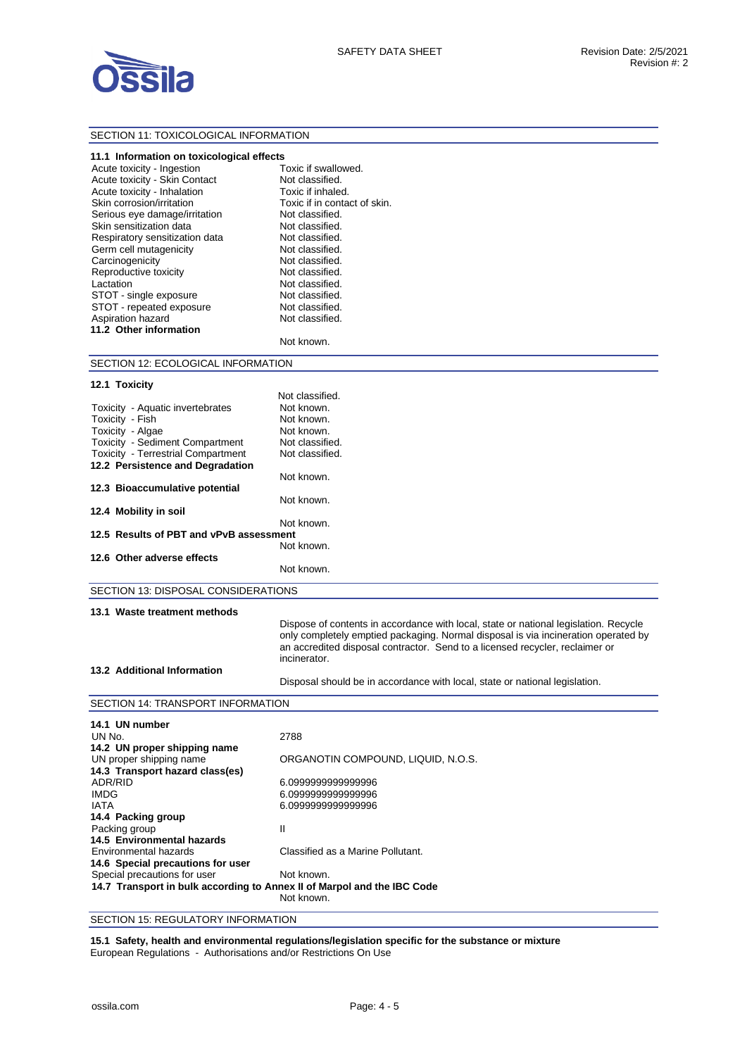## SECTION 11: TOXICOLOGICAL INFORMATION

### 11.1 Information on toxicological effects

| | |
|---|---|
| Acute toxicity - Ingestion | Toxic if swallowed. |
| Acute toxicity - Skin Contact | Not classified. |
| Acute toxicity - Inhalation | Toxic if inhaled. |
| Skin corrosion/irritation | Toxic if in contact of skin. |
| Serious eye damage/irritation | Not classified. |
| Skin sensitization data | Not classified. |
| Respiratory sensitization data | Not classified. |
| Germ cell mutagenicity | Not classified. |
| Carcinogenicity | Not classified. |
| Reproductive toxicity | Not classified. |
| Lactation | Not classified. |
| STOT - single exposure | Not classified. |
| STOT - repeated exposure | Not classified. |
| Aspiration hazard | Not classified. |

### 11.2 Other information

Not known.

## SECTION 12: ECOLOGICAL INFORMATION

### 12.1 Toxicity

Not classified.

| | |
|---|---|
| Toxicity - Aquatic invertebrates | Not known. |
| Toxicity - Fish | Not known. |
| Toxicity - Algae | Not known. |
| Toxicity - Sediment Compartment | Not classified. |
| Toxicity - Terrestrial Compartment | Not classified. |

### 12.2 Persistence and Degradation

Not known.

### 12.3 Bioaccumulative potential

Not known.

### 12.4 Mobility in soil

Not known.

### 12.5 Results of PBT and vPvB assessment

Not known.

### 12.6 Other adverse effects

Not known.

## SECTION 13: DISPOSAL CONSIDERATIONS

### 13.1 Waste treatment methods

Dispose of contents in accordance with local, state or national legislation. Recycle only completely emptied packaging. Normal disposal is via incineration operated by an accredited disposal contractor. Send to a licensed recycler, reclaimer or incinerator.

### 13.2 Additional Information

Disposal should be in accordance with local, state or national legislation.

## SECTION 14: TRANSPORT INFORMATION

### 14.1 UN number

| | |
|---|---|
| UN No. | 2788 |

### 14.2 UN proper shipping name

| | |
|---|---|
| UN proper shipping name | ORGANOTIN COMPOUND, LIQUID, N.O.S. |

### 14.3 Transport hazard class(es)

| | |
|---|---|
| ADR/RID | 6.0999999999999996 |
| IMDG | 6.0999999999999996 |
| IATA | 6.0999999999999996 |

### 14.4 Packing group

| | |
|---|---|
| Packing group | II |

### 14.5 Environmental hazards

| | |
|---|---|
| Environmental hazards | Classified as a Marine Pollutant. |

### 14.6 Special precautions for user

| | |
|---|---|
| Special precautions for user | Not known. |

### 14.7 Transport in bulk according to Annex II of Marpol and the IBC Code

Not known.

## SECTION 15: REGULATORY INFORMATION

### 15.1 Safety, health and environmental regulations/legislation specific for the substance or mixture

European Regulations - Authorisations and/or Restrictions On Use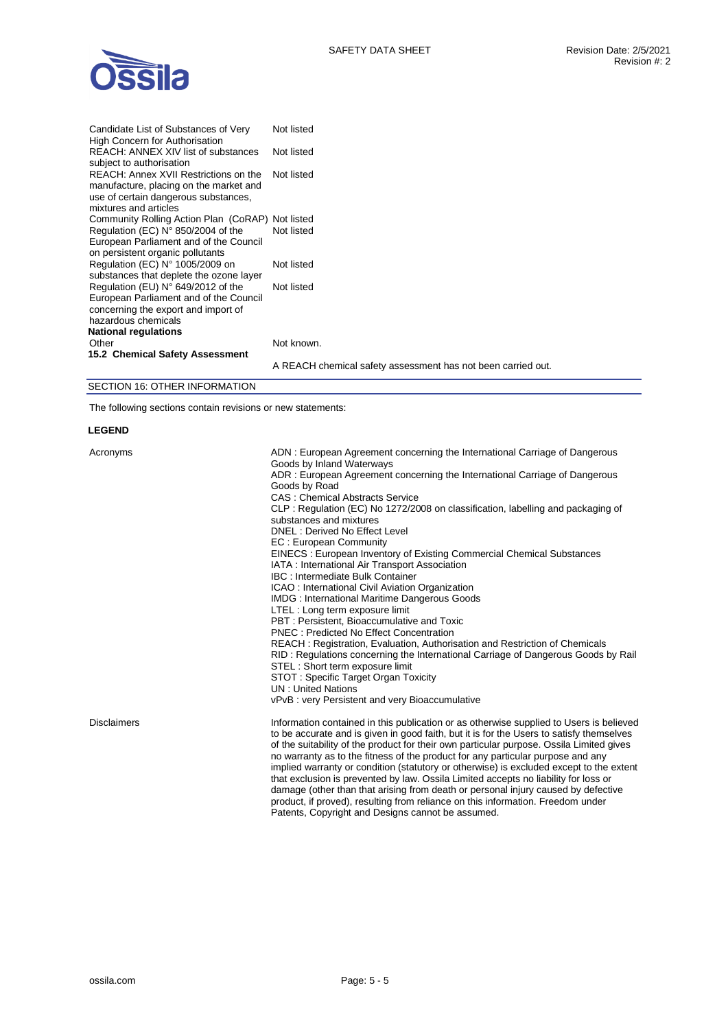| | |
|---|---|
| Candidate List of Substances of Very High Concern for Authorisation | Not listed |
| REACH: ANNEX XIV list of substances subject to authorisation | Not listed |
| REACH: Annex XVII Restrictions on the manufacture, placing on the market and use of certain dangerous substances, mixtures and articles | Not listed |
| Community Rolling Action Plan (CoRAP) | Not listed |
| Regulation (EC) N° 850/2004 of the European Parliament and of the Council on persistent organic pollutants | Not listed |
| Regulation (EC) N° 1005/2009 on substances that deplete the ozone layer | Not listed |
| Regulation (EU) N° 649/2012 of the European Parliament and of the Council concerning the export and import of hazardous chemicals | Not listed |

**National regulations**

| | |
|---|---|
| Other | Not known. |

**15.2 Chemical Safety Assessment**

A REACH chemical safety assessment has not been carried out.

## SECTION 16: OTHER INFORMATION

The following sections contain revisions or new statements:

**LEGEND**

Acronyms

ADN : European Agreement concerning the International Carriage of Dangerous Goods by Inland Waterways
ADR : European Agreement concerning the International Carriage of Dangerous Goods by Road
CAS : Chemical Abstracts Service
CLP : Regulation (EC) No 1272/2008 on classification, labelling and packaging of substances and mixtures
DNEL : Derived No Effect Level
EC : European Community
EINECS : European Inventory of Existing Commercial Chemical Substances
IATA : International Air Transport Association
IBC : Intermediate Bulk Container
ICAO : International Civil Aviation Organization
IMDG : International Maritime Dangerous Goods
LTEL : Long term exposure limit
PBT : Persistent, Bioaccumulative and Toxic
PNEC : Predicted No Effect Concentration
REACH : Registration, Evaluation, Authorisation and Restriction of Chemicals
RID : Regulations concerning the International Carriage of Dangerous Goods by Rail
STEL : Short term exposure limit
STOT : Specific Target Organ Toxicity
UN : United Nations
vPvB : very Persistent and very Bioaccumulative

Disclaimers

Information contained in this publication or as otherwise supplied to Users is believed to be accurate and is given in good faith, but it is for the Users to satisfy themselves of the suitability of the product for their own particular purpose. Ossila Limited gives no warranty as to the fitness of the product for any particular purpose and any implied warranty or condition (statutory or otherwise) is excluded except to the extent that exclusion is prevented by law. Ossila Limited accepts no liability for loss or damage (other than that arising from death or personal injury caused by defective product, if proved), resulting from reliance on this information. Freedom under Patents, Copyright and Designs cannot be assumed.